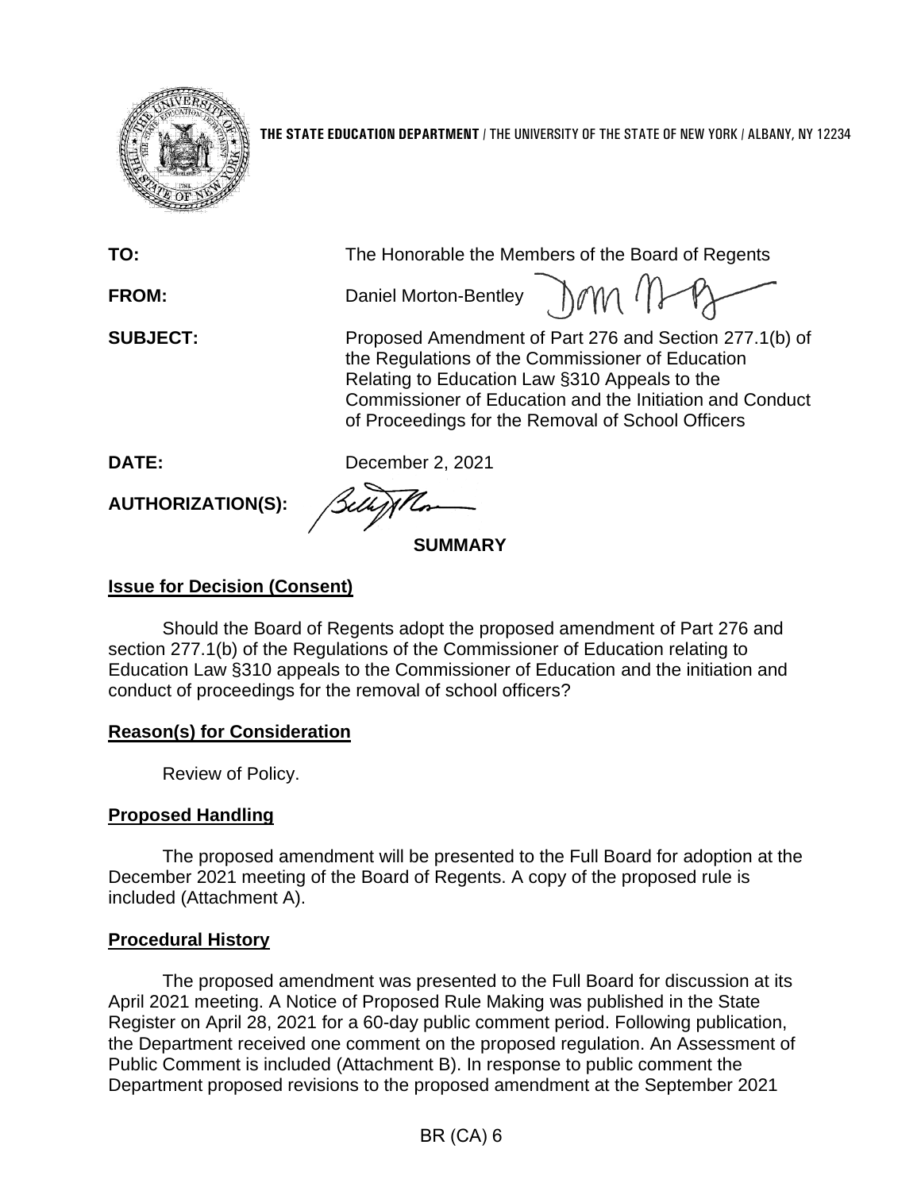**THE STATE EDUCATION DEPARTMENT** / THE UNIVERSITY OF THE STATE OF NEW YORK / ALBANY, NY 12234

**TO:** The Honorable the Members of the Board of Regents

**FROM:** Daniel Morton-Bentley

**SUBJECT:** Proposed Amendment of Part 276 and Section 277.1(b) of the Regulations of the Commissioner of Education Relating to Education Law §310 Appeals to the Commissioner of Education and the Initiation and Conduct of Proceedings for the Removal of School Officers

**DATE:** December 2, 2021

**AUTHORIZATION(S):**

## SUMMARY

### Issue for Decision (Consent)

Should the Board of Regents adopt the proposed amendment of Part 276 and section 277.1(b) of the Regulations of the Commissioner of Education relating to Education Law §310 appeals to the Commissioner of Education and the initiation and conduct of proceedings for the removal of school officers?

### Reason(s) for Consideration

Review of Policy.

### Proposed Handling

The proposed amendment will be presented to the Full Board for adoption at the December 2021 meeting of the Board of Regents. A copy of the proposed rule is included (Attachment A).

### Procedural History

The proposed amendment was presented to the Full Board for discussion at its April 2021 meeting. A Notice of Proposed Rule Making was published in the State Register on April 28, 2021 for a 60-day public comment period. Following publication, the Department received one comment on the proposed regulation. An Assessment of Public Comment is included (Attachment B). In response to public comment the Department proposed revisions to the proposed amendment at the September 2021

BR (CA) 6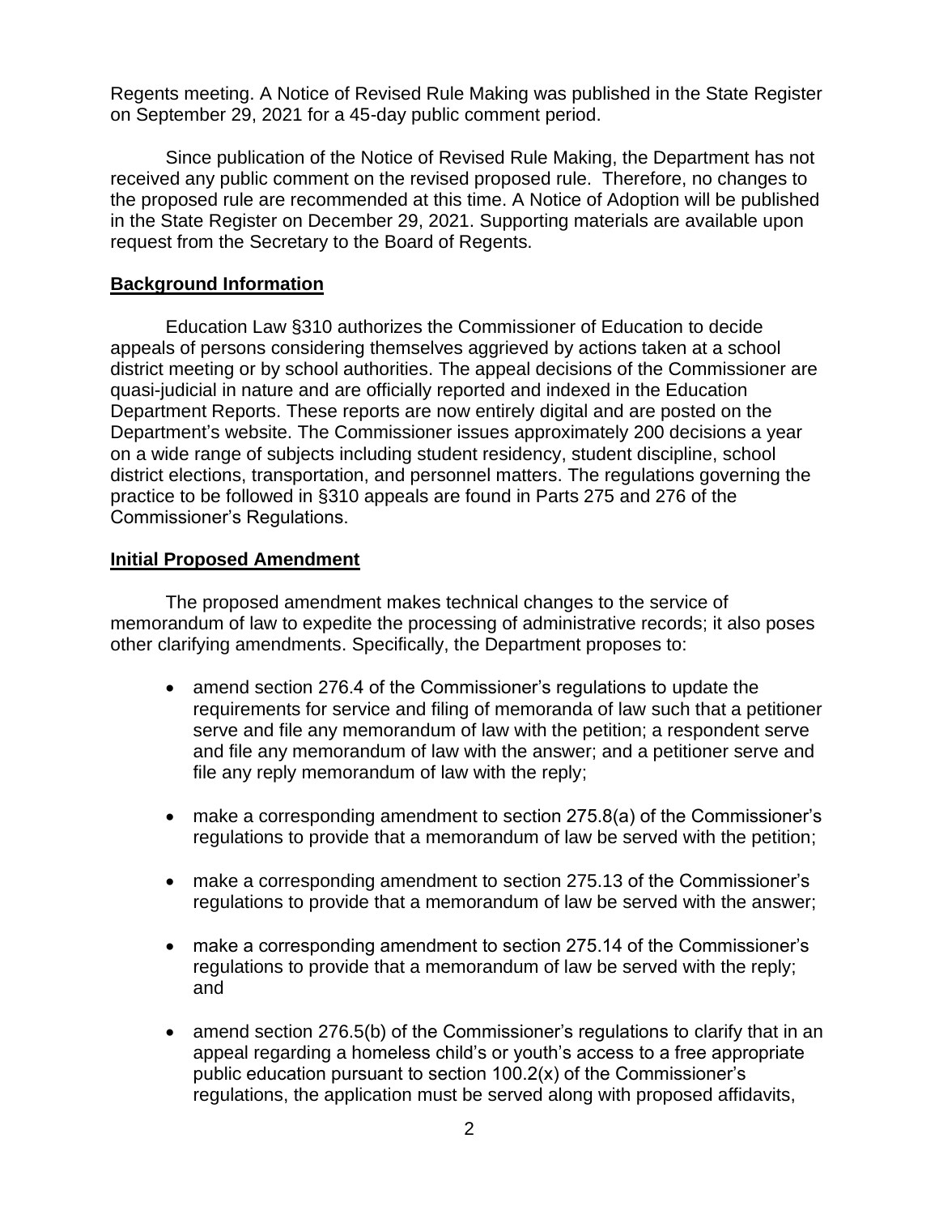Regents meeting. A Notice of Revised Rule Making was published in the State Register on September 29, 2021 for a 45-day public comment period.

Since publication of the Notice of Revised Rule Making, the Department has not received any public comment on the revised proposed rule. Therefore, no changes to the proposed rule are recommended at this time. A Notice of Adoption will be published in the State Register on December 29, 2021. Supporting materials are available upon request from the Secretary to the Board of Regents.

## Background Information

Education Law §310 authorizes the Commissioner of Education to decide appeals of persons considering themselves aggrieved by actions taken at a school district meeting or by school authorities. The appeal decisions of the Commissioner are quasi-judicial in nature and are officially reported and indexed in the Education Department Reports. These reports are now entirely digital and are posted on the Department's website. The Commissioner issues approximately 200 decisions a year on a wide range of subjects including student residency, student discipline, school district elections, transportation, and personnel matters. The regulations governing the practice to be followed in §310 appeals are found in Parts 275 and 276 of the Commissioner's Regulations.

## Initial Proposed Amendment

The proposed amendment makes technical changes to the service of memorandum of law to expedite the processing of administrative records; it also poses other clarifying amendments. Specifically, the Department proposes to:

- amend section 276.4 of the Commissioner's regulations to update the requirements for service and filing of memoranda of law such that a petitioner serve and file any memorandum of law with the petition; a respondent serve and file any memorandum of law with the answer; and a petitioner serve and file any reply memorandum of law with the reply;

- make a corresponding amendment to section 275.8(a) of the Commissioner's regulations to provide that a memorandum of law be served with the petition;

- make a corresponding amendment to section 275.13 of the Commissioner's regulations to provide that a memorandum of law be served with the answer;

- make a corresponding amendment to section 275.14 of the Commissioner's regulations to provide that a memorandum of law be served with the reply; and

- amend section 276.5(b) of the Commissioner's regulations to clarify that in an appeal regarding a homeless child's or youth's access to a free appropriate public education pursuant to section 100.2(x) of the Commissioner's regulations, the application must be served along with proposed affidavits,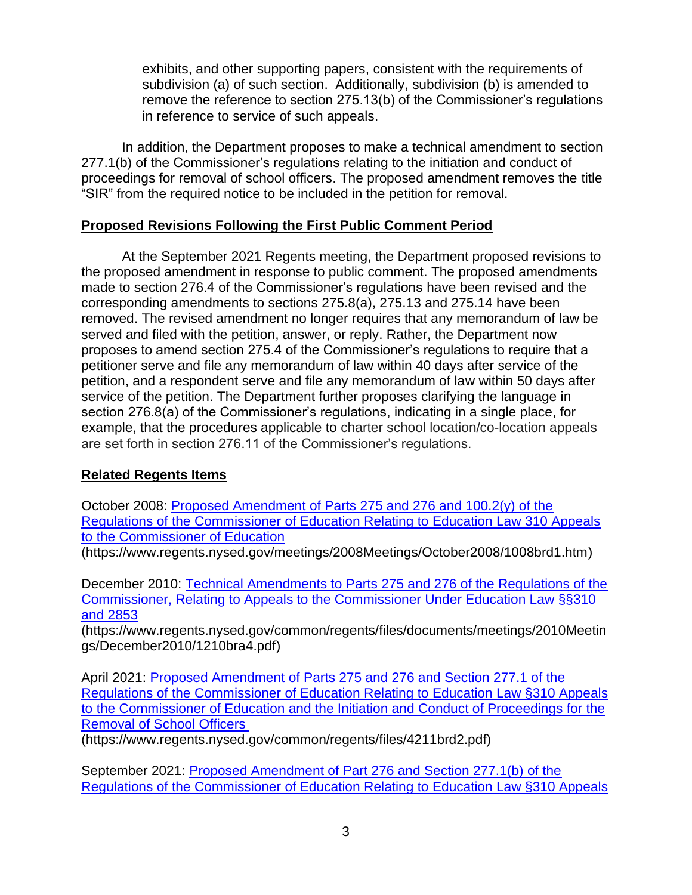exhibits, and other supporting papers, consistent with the requirements of subdivision (a) of such section. Additionally, subdivision (b) is amended to remove the reference to section 275.13(b) of the Commissioner's regulations in reference to service of such appeals.

In addition, the Department proposes to make a technical amendment to section 277.1(b) of the Commissioner's regulations relating to the initiation and conduct of proceedings for removal of school officers. The proposed amendment removes the title "SIR" from the required notice to be included in the petition for removal.

**Proposed Revisions Following the First Public Comment Period**

At the September 2021 Regents meeting, the Department proposed revisions to the proposed amendment in response to public comment. The proposed amendments made to section 276.4 of the Commissioner's regulations have been revised and the corresponding amendments to sections 275.8(a), 275.13 and 275.14 have been removed. The revised amendment no longer requires that any memorandum of law be served and filed with the petition, answer, or reply. Rather, the Department now proposes to amend section 275.4 of the Commissioner's regulations to require that a petitioner serve and file any memorandum of law within 40 days after service of the petition, and a respondent serve and file any memorandum of law within 50 days after service of the petition. The Department further proposes clarifying the language in section 276.8(a) of the Commissioner's regulations, indicating in a single place, for example, that the procedures applicable to charter school location/co-location appeals are set forth in section 276.11 of the Commissioner's regulations.

**Related Regents Items**

October 2008: [Proposed Amendment of Parts 275 and 276 and 100.2(y) of the Regulations of the Commissioner of Education Relating to Education Law 310 Appeals to the Commissioner of Education](https://www.regents.nysed.gov/meetings/2008Meetings/October2008/1008brd1.htm)
(https://www.regents.nysed.gov/meetings/2008Meetings/October2008/1008brd1.htm)

December 2010: [Technical Amendments to Parts 275 and 276 of the Regulations of the Commissioner, Relating to Appeals to the Commissioner Under Education Law §§310 and 2853](https://www.regents.nysed.gov/common/regents/files/documents/meetings/2010Meetings/December2010/1210bra4.pdf)
(https://www.regents.nysed.gov/common/regents/files/documents/meetings/2010Meetings/December2010/1210bra4.pdf)

April 2021: [Proposed Amendment of Parts 275 and 276 and Section 277.1 of the Regulations of the Commissioner of Education Relating to Education Law §310 Appeals to the Commissioner of Education and the Initiation and Conduct of Proceedings for the Removal of School Officers](https://www.regents.nysed.gov/common/regents/files/4211brd2.pdf)
(https://www.regents.nysed.gov/common/regents/files/4211brd2.pdf)

September 2021: Proposed Amendment of Part 276 and Section 277.1(b) of the Regulations of the Commissioner of Education Relating to Education Law §310 Appeals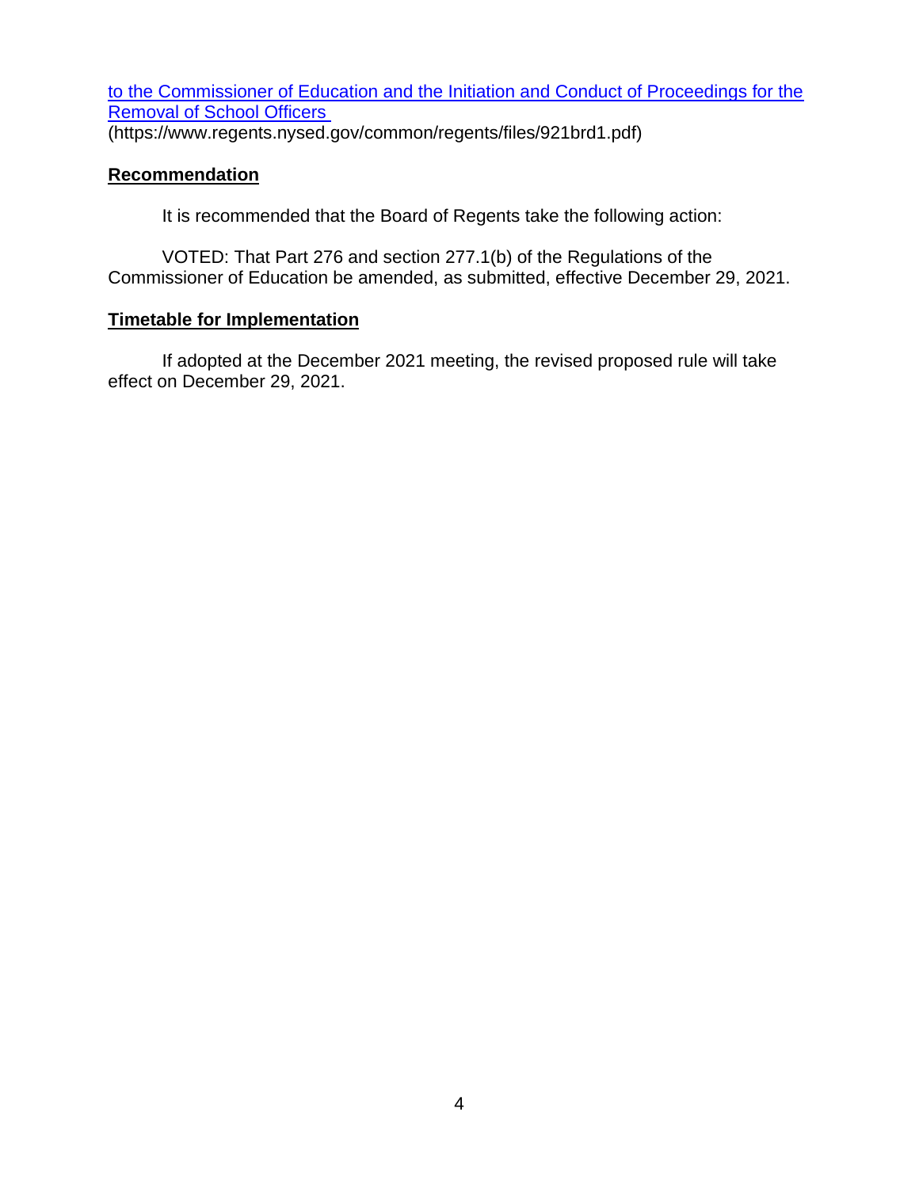[to the Commissioner of Education and the Initiation and Conduct of Proceedings for the Removal of School Officers](https://www.regents.nysed.gov/common/regents/files/921brd1.pdf)
(https://www.regents.nysed.gov/common/regents/files/921brd1.pdf)

## Recommendation

It is recommended that the Board of Regents take the following action:

VOTED: That Part 276 and section 277.1(b) of the Regulations of the Commissioner of Education be amended, as submitted, effective December 29, 2021.

## Timetable for Implementation

If adopted at the December 2021 meeting, the revised proposed rule will take effect on December 29, 2021.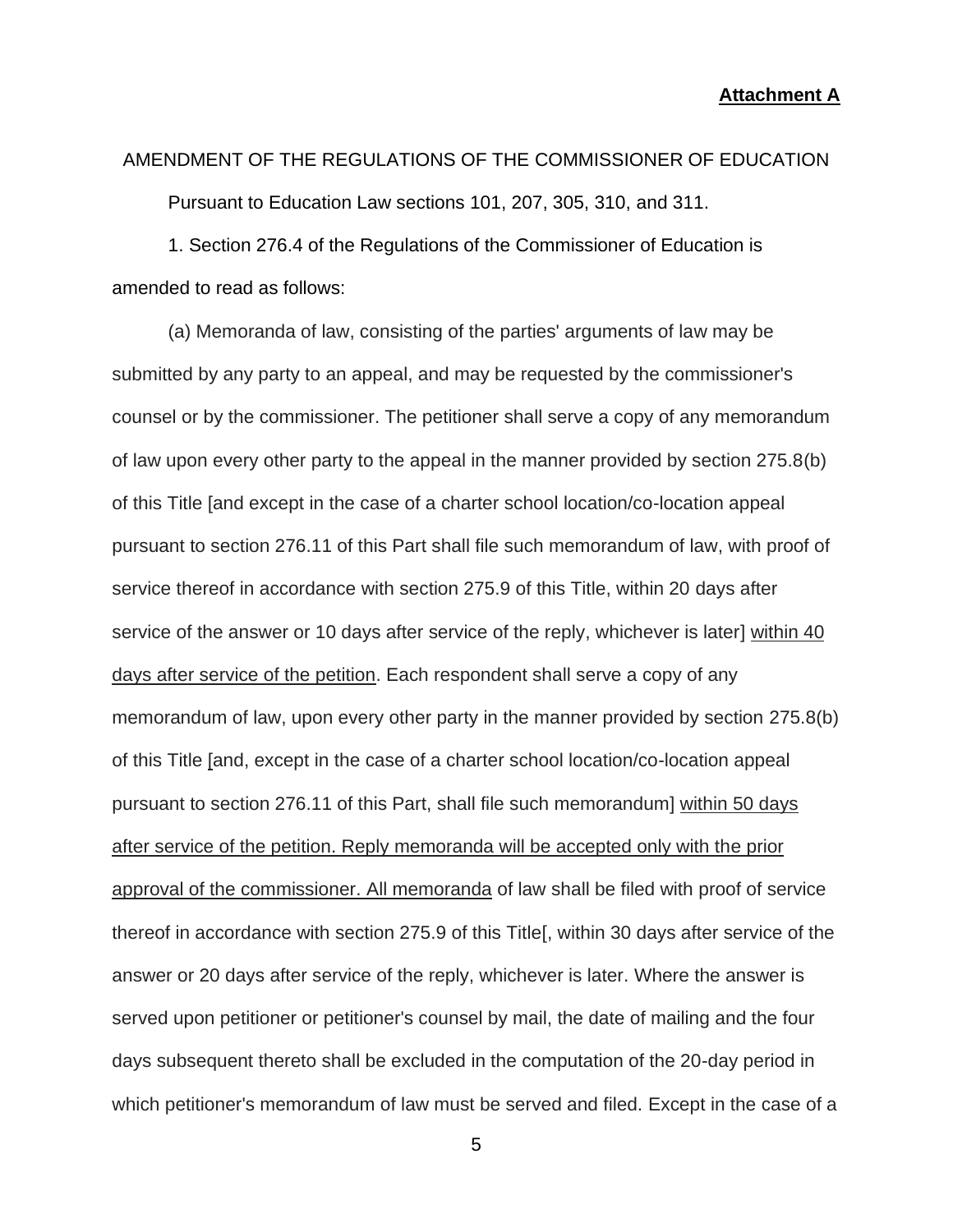**Attachment A**

AMENDMENT OF THE REGULATIONS OF THE COMMISSIONER OF EDUCATION

Pursuant to Education Law sections 101, 207, 305, 310, and 311.

1. Section 276.4 of the Regulations of the Commissioner of Education is amended to read as follows:

(a) Memoranda of law, consisting of the parties' arguments of law may be submitted by any party to an appeal, and may be requested by the commissioner's counsel or by the commissioner. The petitioner shall serve a copy of any memorandum of law upon every other party to the appeal in the manner provided by section 275.8(b) of this Title [and except in the case of a charter school location/co-location appeal pursuant to section 276.11 of this Part shall file such memorandum of law, with proof of service thereof in accordance with section 275.9 of this Title, within 20 days after service of the answer or 10 days after service of the reply, whichever is later] <u>within 40 days after service of the petition</u>. Each respondent shall serve a copy of any memorandum of law, upon every other party in the manner provided by section 275.8(b) of this Title [and, except in the case of a charter school location/co-location appeal pursuant to section 276.11 of this Part, shall file such memorandum] <u>within 50 days after service of the petition. Reply memoranda will be accepted only with the prior approval of the commissioner. All memoranda</u> of law shall be filed with proof of service thereof in accordance with section 275.9 of this Title[, within 30 days after service of the answer or 20 days after service of the reply, whichever is later. Where the answer is served upon petitioner or petitioner's counsel by mail, the date of mailing and the four days subsequent thereto shall be excluded in the computation of the 20-day period in which petitioner's memorandum of law must be served and filed. Except in the case of a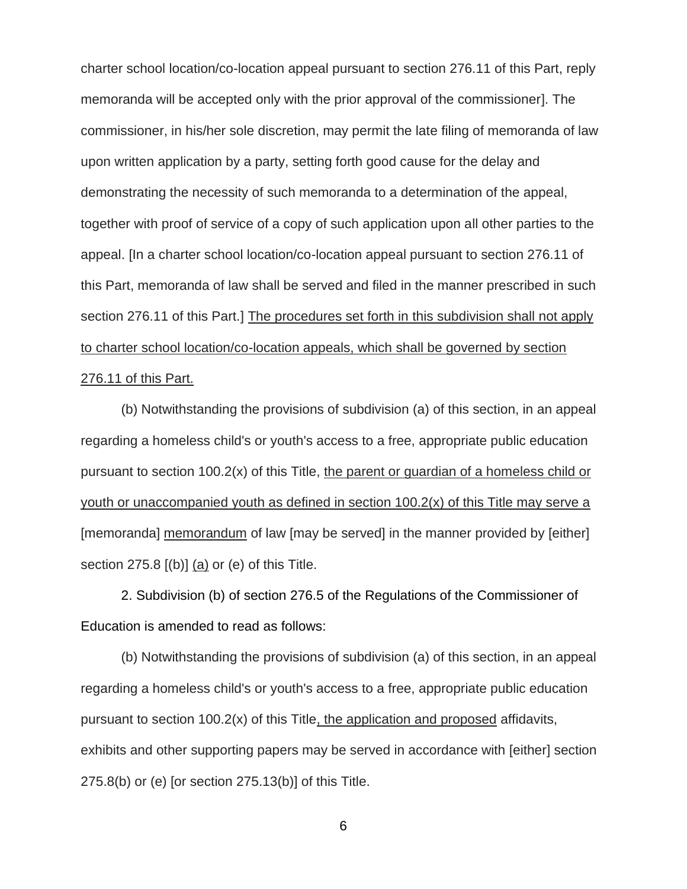charter school location/co-location appeal pursuant to section 276.11 of this Part, reply memoranda will be accepted only with the prior approval of the commissioner]. The commissioner, in his/her sole discretion, may permit the late filing of memoranda of law upon written application by a party, setting forth good cause for the delay and demonstrating the necessity of such memoranda to a determination of the appeal, together with proof of service of a copy of such application upon all other parties to the appeal. [In a charter school location/co-location appeal pursuant to section 276.11 of this Part, memoranda of law shall be served and filed in the manner prescribed in such section 276.11 of this Part.] <u>The procedures set forth in this subdivision shall not apply to charter school location/co-location appeals, which shall be governed by section 276.11 of this Part.</u>

(b) Notwithstanding the provisions of subdivision (a) of this section, in an appeal regarding a homeless child's or youth's access to a free, appropriate public education pursuant to section 100.2(x) of this Title, <u>the parent or guardian of a homeless child or youth or unaccompanied youth as defined in section 100.2(x) of this Title may serve a</u> [memoranda] <u>memorandum</u> of law [may be served] in the manner provided by [either] section 275.8 [(b)] <u>(a)</u> or (e) of this Title.

2. Subdivision (b) of section 276.5 of the Regulations of the Commissioner of Education is amended to read as follows:

(b) Notwithstanding the provisions of subdivision (a) of this section, in an appeal regarding a homeless child's or youth's access to a free, appropriate public education pursuant to section 100.2(x) of this Title<u>, the application and proposed</u> affidavits, exhibits and other supporting papers may be served in accordance with [either] section 275.8(b) or (e) [or section 275.13(b)] of this Title.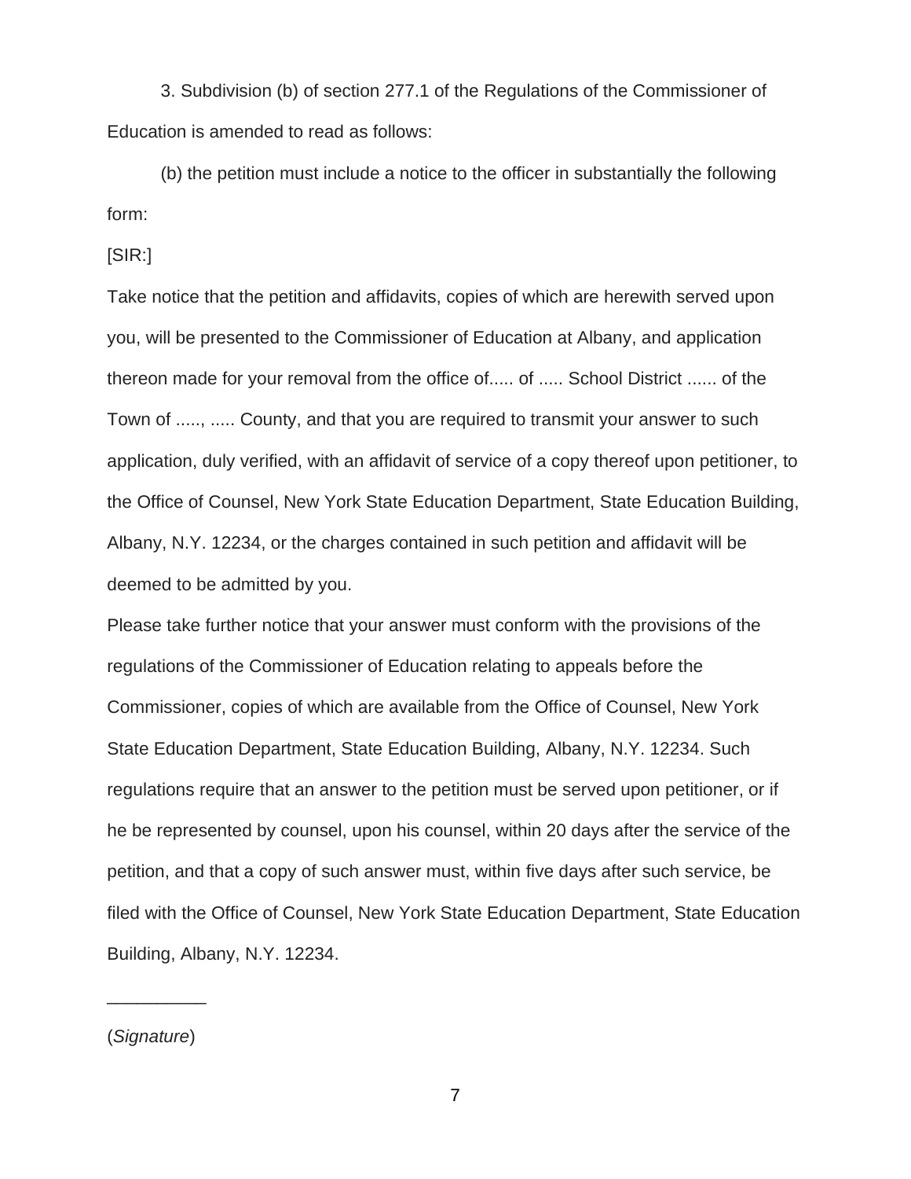3. Subdivision (b) of section 277.1 of the Regulations of the Commissioner of Education is amended to read as follows:

(b) the petition must include a notice to the officer in substantially the following form:

[SIR:]

Take notice that the petition and affidavits, copies of which are herewith served upon you, will be presented to the Commissioner of Education at Albany, and application thereon made for your removal from the office of..... of ..... School District ...... of the Town of ....., ..... County, and that you are required to transmit your answer to such application, duly verified, with an affidavit of service of a copy thereof upon petitioner, to the Office of Counsel, New York State Education Department, State Education Building, Albany, N.Y. 12234, or the charges contained in such petition and affidavit will be deemed to be admitted by you.

Please take further notice that your answer must conform with the provisions of the regulations of the Commissioner of Education relating to appeals before the Commissioner, copies of which are available from the Office of Counsel, New York State Education Department, State Education Building, Albany, N.Y. 12234. Such regulations require that an answer to the petition must be served upon petitioner, or if he be represented by counsel, upon his counsel, within 20 days after the service of the petition, and that a copy of such answer must, within five days after such service, be filed with the Office of Counsel, New York State Education Department, State Education Building, Albany, N.Y. 12234.

__________

(*Signature*)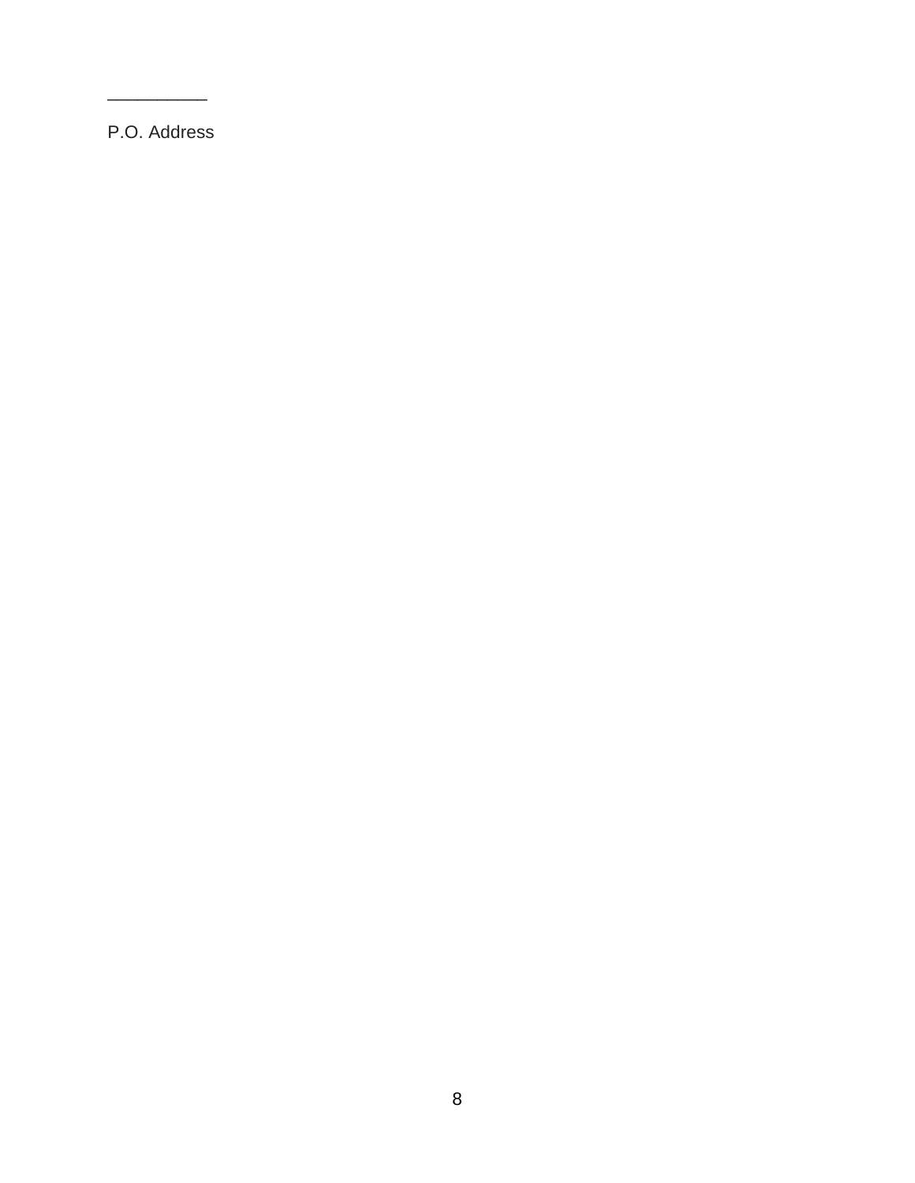__________

P.O. Address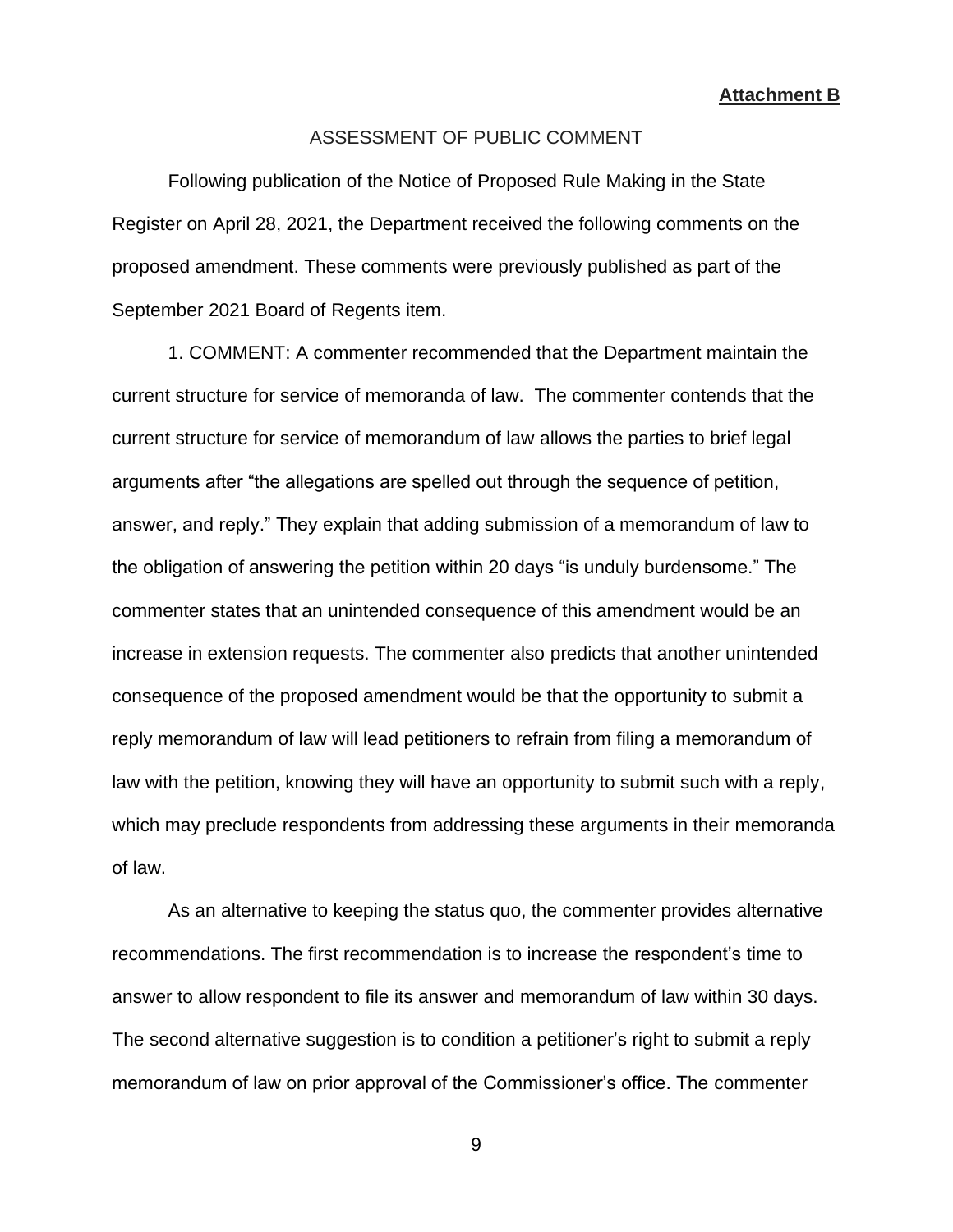**Attachment B**

ASSESSMENT OF PUBLIC COMMENT

Following publication of the Notice of Proposed Rule Making in the State Register on April 28, 2021, the Department received the following comments on the proposed amendment. These comments were previously published as part of the September 2021 Board of Regents item.

1. COMMENT: A commenter recommended that the Department maintain the current structure for service of memoranda of law. The commenter contends that the current structure for service of memorandum of law allows the parties to brief legal arguments after "the allegations are spelled out through the sequence of petition, answer, and reply." They explain that adding submission of a memorandum of law to the obligation of answering the petition within 20 days "is unduly burdensome." The commenter states that an unintended consequence of this amendment would be an increase in extension requests. The commenter also predicts that another unintended consequence of the proposed amendment would be that the opportunity to submit a reply memorandum of law will lead petitioners to refrain from filing a memorandum of law with the petition, knowing they will have an opportunity to submit such with a reply, which may preclude respondents from addressing these arguments in their memoranda of law.

As an alternative to keeping the status quo, the commenter provides alternative recommendations. The first recommendation is to increase the respondent's time to answer to allow respondent to file its answer and memorandum of law within 30 days. The second alternative suggestion is to condition a petitioner's right to submit a reply memorandum of law on prior approval of the Commissioner's office. The commenter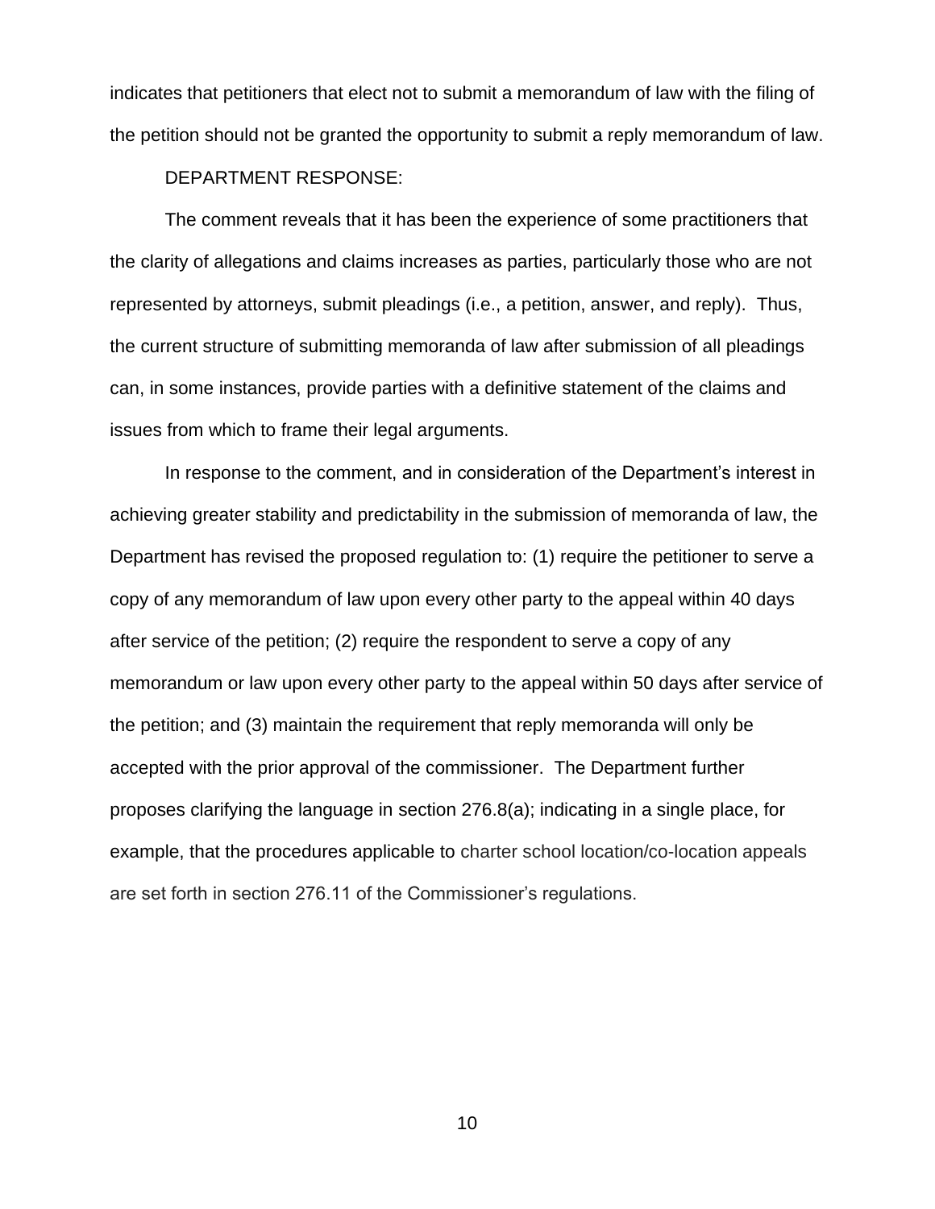indicates that petitioners that elect not to submit a memorandum of law with the filing of the petition should not be granted the opportunity to submit a reply memorandum of law.

DEPARTMENT RESPONSE:

The comment reveals that it has been the experience of some practitioners that the clarity of allegations and claims increases as parties, particularly those who are not represented by attorneys, submit pleadings (i.e., a petition, answer, and reply). Thus, the current structure of submitting memoranda of law after submission of all pleadings can, in some instances, provide parties with a definitive statement of the claims and issues from which to frame their legal arguments.

In response to the comment, and in consideration of the Department's interest in achieving greater stability and predictability in the submission of memoranda of law, the Department has revised the proposed regulation to: (1) require the petitioner to serve a copy of any memorandum of law upon every other party to the appeal within 40 days after service of the petition; (2) require the respondent to serve a copy of any memorandum or law upon every other party to the appeal within 50 days after service of the petition; and (3) maintain the requirement that reply memoranda will only be accepted with the prior approval of the commissioner. The Department further proposes clarifying the language in section 276.8(a); indicating in a single place, for example, that the procedures applicable to charter school location/co-location appeals are set forth in section 276.11 of the Commissioner's regulations.